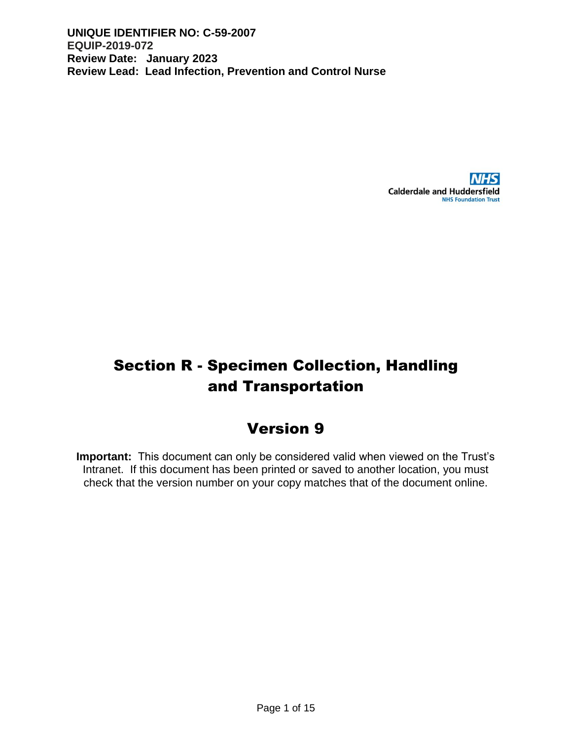**UNIQUE IDENTIFIER NO: C-59-2007**
**EQUIP-2019-072**
**Review Date: January 2023**
**Review Lead: Lead Infection, Prevention and Control Nurse**

NHS
Calderdale and Huddersfield
NHS Foundation Trust

# Section R - Specimen Collection, Handling and Transportation

## Version 9

**Important:** This document can only be considered valid when viewed on the Trust's Intranet. If this document has been printed or saved to another location, you must check that the version number on your copy matches that of the document online.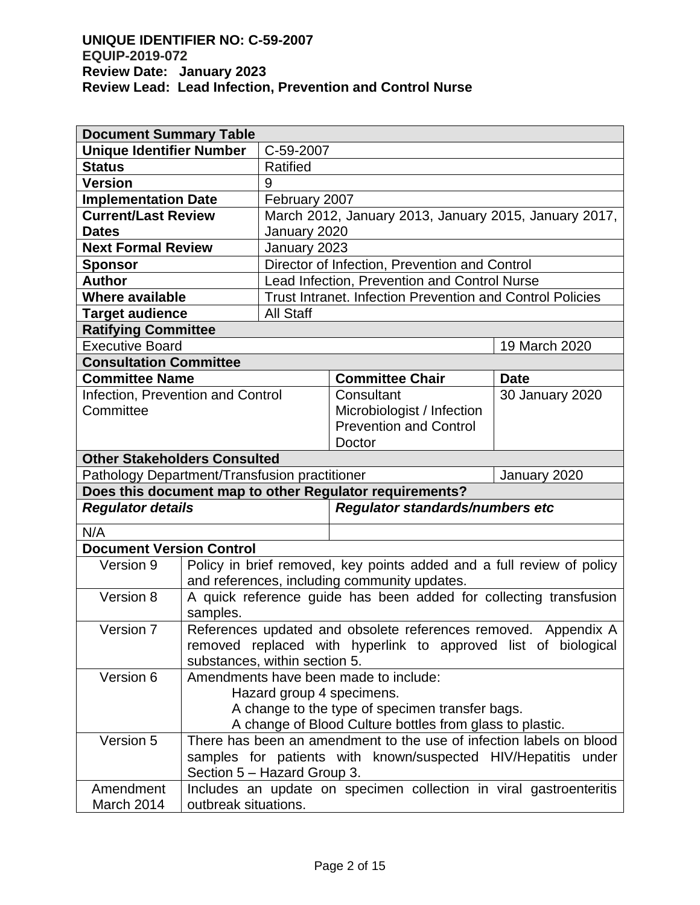**UNIQUE IDENTIFIER NO: C-59-2007**
**EQUIP-2019-072**
**Review Date: January 2023**
**Review Lead: Lead Infection, Prevention and Control Nurse**

| **Document Summary Table** | | | |
|---|---|---|---|
| **Unique Identifier Number** | C-59-2007 | | |
| **Status** | Ratified | | |
| **Version** | 9 | | |
| **Implementation Date** | February 2007 | | |
| **Current/Last Review Dates** | March 2012, January 2013, January 2015, January 2017, January 2020 | | |
| **Next Formal Review** | January 2023 | | |
| **Sponsor** | Director of Infection, Prevention and Control | | |
| **Author** | Lead Infection, Prevention and Control Nurse | | |
| **Where available** | Trust Intranet. Infection Prevention and Control Policies | | |
| **Target audience** | All Staff | | |
| **Ratifying Committee** | | | |
| Executive Board | | | 19 March 2020 |
| **Consultation Committee** | | | |
| **Committee Name** | | **Committee Chair** | **Date** |
| Infection, Prevention and Control Committee | | Consultant Microbiologist / Infection Prevention and Control Doctor | 30 January 2020 |
| **Other Stakeholders Consulted** | | | |
| Pathology Department/Transfusion practitioner | | | January 2020 |
| **Does this document map to other Regulator requirements?** | | | |
| ***Regulator details*** | | ***Regulator standards/numbers etc*** | |
| N/A | | | |

| **Document Version Control** | |
|---|---|
| Version 9 | Policy in brief removed, key points added and a full review of policy and references, including community updates. |
| Version 8 | A quick reference guide has been added for collecting transfusion samples. |
| Version 7 | References updated and obsolete references removed. Appendix A removed replaced with hyperlink to approved list of biological substances, within section 5. |
| Version 6 | Amendments have been made to include: Hazard group 4 specimens. A change to the type of specimen transfer bags. A change of Blood Culture bottles from glass to plastic. |
| Version 5 | There has been an amendment to the use of infection labels on blood samples for patients with known/suspected HIV/Hepatitis under Section 5 – Hazard Group 3. |
| Amendment March 2014 | Includes an update on specimen collection in viral gastroenteritis outbreak situations. |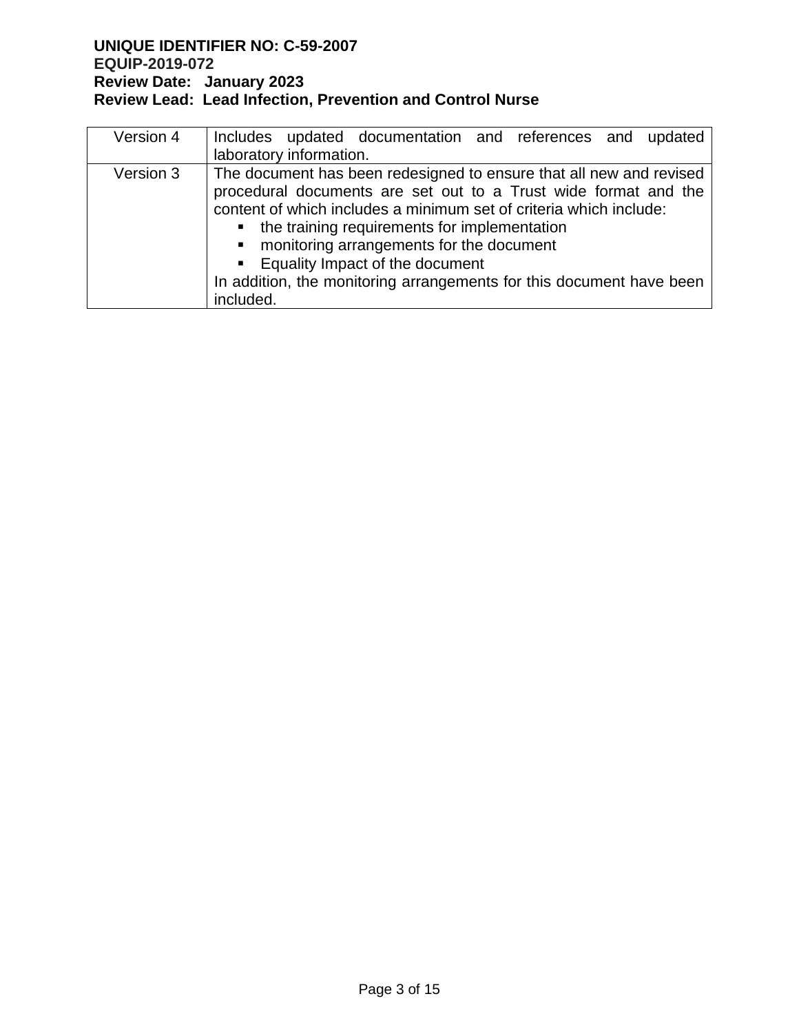| Version 4 | Includes updated documentation and references and updated laboratory information. |
|---|---|
| Version 3 | The document has been redesigned to ensure that all new and revised procedural documents are set out to a Trust wide format and the content of which includes a minimum set of criteria which include:<br>▪ the training requirements for implementation<br>▪ monitoring arrangements for the document<br>▪ Equality Impact of the document<br>In addition, the monitoring arrangements for this document have been included. |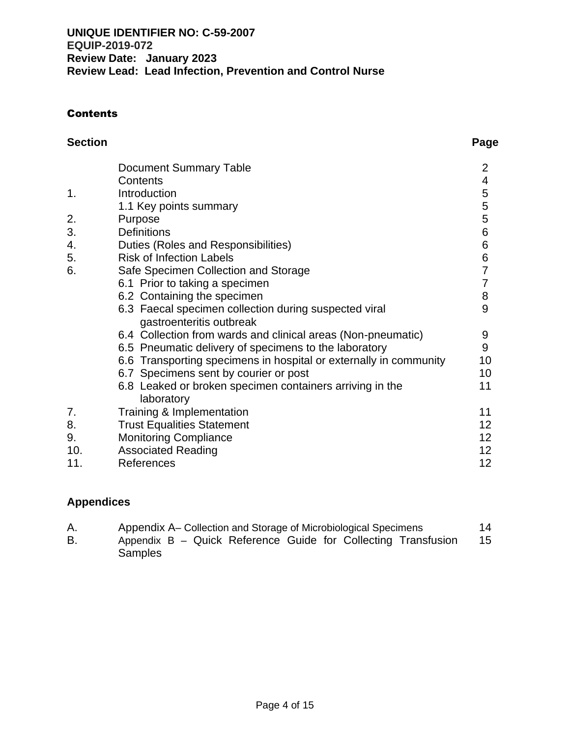**UNIQUE IDENTIFIER NO: C-59-2007**
**EQUIP-2019-072**
**Review Date: January 2023**
**Review Lead: Lead Infection, Prevention and Control Nurse**

## Contents

| Section | | Page |
|---|---|---|
| | Document Summary Table | 2 |
| | Contents | 4 |
| 1. | Introduction | 5 |
| | 1.1 Key points summary | 5 |
| 2. | Purpose | 5 |
| 3. | Definitions | 6 |
| 4. | Duties (Roles and Responsibilities) | 6 |
| 5. | Risk of Infection Labels | 6 |
| 6. | Safe Specimen Collection and Storage | 7 |
| | 6.1 Prior to taking a specimen | 7 |
| | 6.2 Containing the specimen | 8 |
| | 6.3 Faecal specimen collection during suspected viral gastroenteritis outbreak | 9 |
| | 6.4 Collection from wards and clinical areas (Non-pneumatic) | 9 |
| | 6.5 Pneumatic delivery of specimens to the laboratory | 9 |
| | 6.6 Transporting specimens in hospital or externally in community | 10 |
| | 6.7 Specimens sent by courier or post | 10 |
| | 6.8 Leaked or broken specimen containers arriving in the laboratory | 11 |
| 7. | Training & Implementation | 11 |
| 8. | Trust Equalities Statement | 12 |
| 9. | Monitoring Compliance | 12 |
| 10. | Associated Reading | 12 |
| 11. | References | 12 |

**Appendices**

| | | |
|---|---|---|
| A. | Appendix A– Collection and Storage of Microbiological Specimens | 14 |
| B. | Appendix B – Quick Reference Guide for Collecting Transfusion Samples | 15 |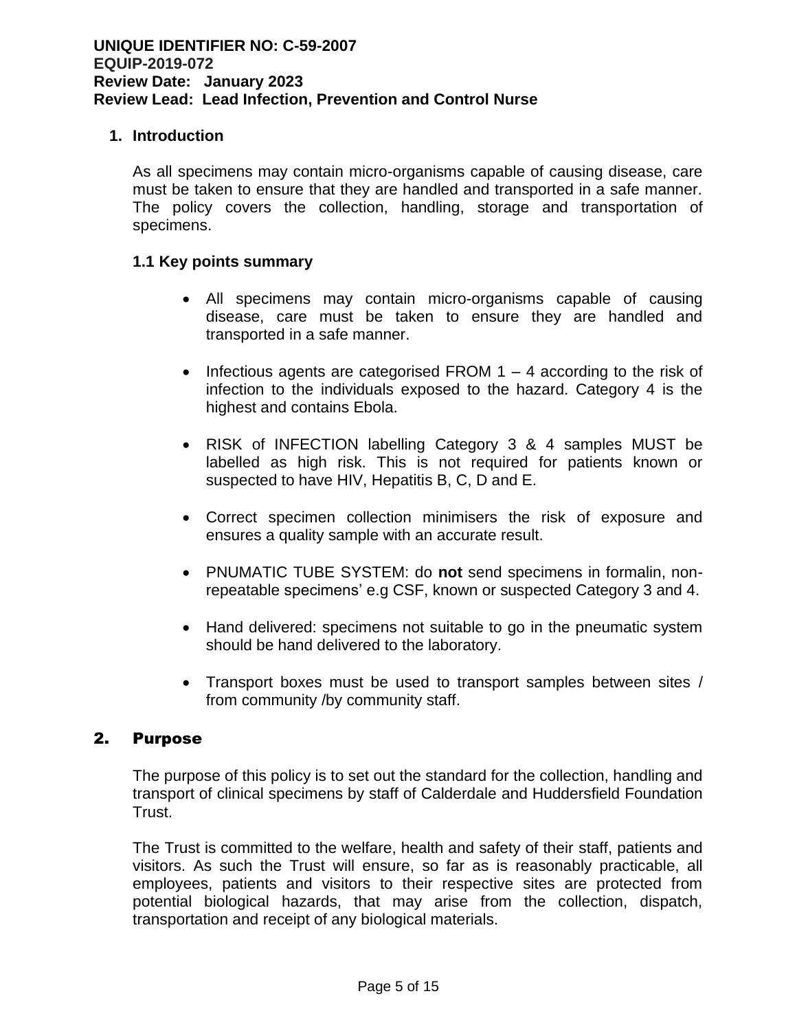**UNIQUE IDENTIFIER NO: C-59-2007**
**EQUIP-2019-072**
**Review Date: January 2023**
**Review Lead: Lead Infection, Prevention and Control Nurse**

## 1. Introduction

As all specimens may contain micro-organisms capable of causing disease, care must be taken to ensure that they are handled and transported in a safe manner. The policy covers the collection, handling, storage and transportation of specimens.

### 1.1 Key points summary

- All specimens may contain micro-organisms capable of causing disease, care must be taken to ensure they are handled and transported in a safe manner.
- Infectious agents are categorised FROM 1 – 4 according to the risk of infection to the individuals exposed to the hazard. Category 4 is the highest and contains Ebola.
- RISK of INFECTION labelling Category 3 & 4 samples MUST be labelled as high risk. This is not required for patients known or suspected to have HIV, Hepatitis B, C, D and E.
- Correct specimen collection minimisers the risk of exposure and ensures a quality sample with an accurate result.
- PNUMATIC TUBE SYSTEM: do **not** send specimens in formalin, non-repeatable specimens' e.g CSF, known or suspected Category 3 and 4.
- Hand delivered: specimens not suitable to go in the pneumatic system should be hand delivered to the laboratory.
- Transport boxes must be used to transport samples between sites / from community /by community staff.

## 2. Purpose

The purpose of this policy is to set out the standard for the collection, handling and transport of clinical specimens by staff of Calderdale and Huddersfield Foundation Trust.

The Trust is committed to the welfare, health and safety of their staff, patients and visitors. As such the Trust will ensure, so far as is reasonably practicable, all employees, patients and visitors to their respective sites are protected from potential biological hazards, that may arise from the collection, dispatch, transportation and receipt of any biological materials.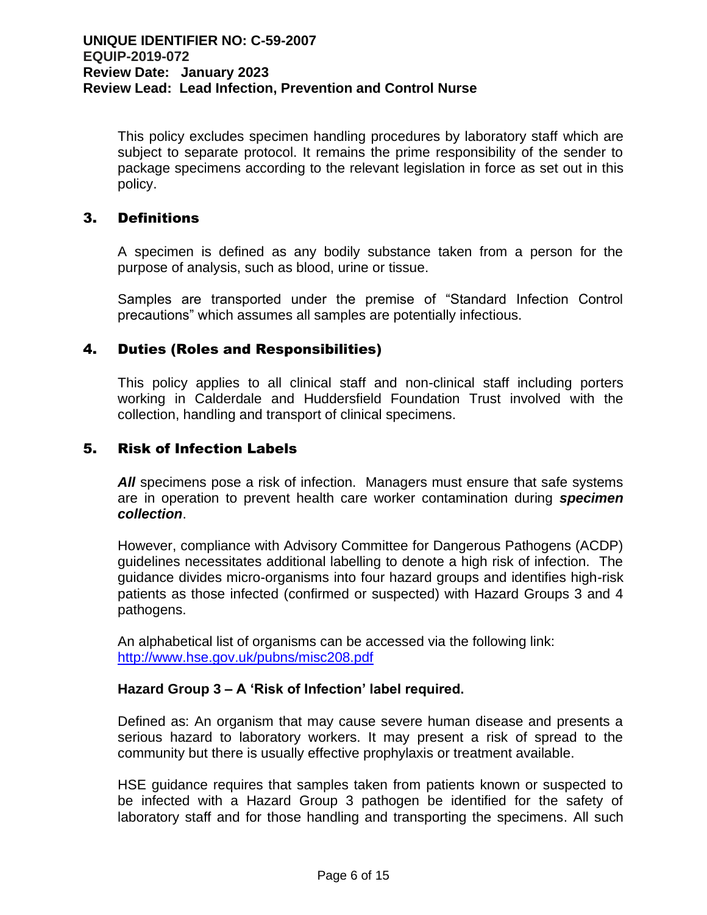This policy excludes specimen handling procedures by laboratory staff which are subject to separate protocol. It remains the prime responsibility of the sender to package specimens according to the relevant legislation in force as set out in this policy.

## 3. Definitions

A specimen is defined as any bodily substance taken from a person for the purpose of analysis, such as blood, urine or tissue.

Samples are transported under the premise of "Standard Infection Control precautions" which assumes all samples are potentially infectious.

## 4. Duties (Roles and Responsibilities)

This policy applies to all clinical staff and non-clinical staff including porters working in Calderdale and Huddersfield Foundation Trust involved with the collection, handling and transport of clinical specimens.

## 5. Risk of Infection Labels

***All*** specimens pose a risk of infection. Managers must ensure that safe systems are in operation to prevent health care worker contamination during ***specimen collection***.

However, compliance with Advisory Committee for Dangerous Pathogens (ACDP) guidelines necessitates additional labelling to denote a high risk of infection. The guidance divides micro-organisms into four hazard groups and identifies high-risk patients as those infected (confirmed or suspected) with Hazard Groups 3 and 4 pathogens.

An alphabetical list of organisms can be accessed via the following link:
http://www.hse.gov.uk/pubns/misc208.pdf

**Hazard Group 3 – A 'Risk of Infection' label required.**

Defined as: An organism that may cause severe human disease and presents a serious hazard to laboratory workers. It may present a risk of spread to the community but there is usually effective prophylaxis or treatment available.

HSE guidance requires that samples taken from patients known or suspected to be infected with a Hazard Group 3 pathogen be identified for the safety of laboratory staff and for those handling and transporting the specimens. All such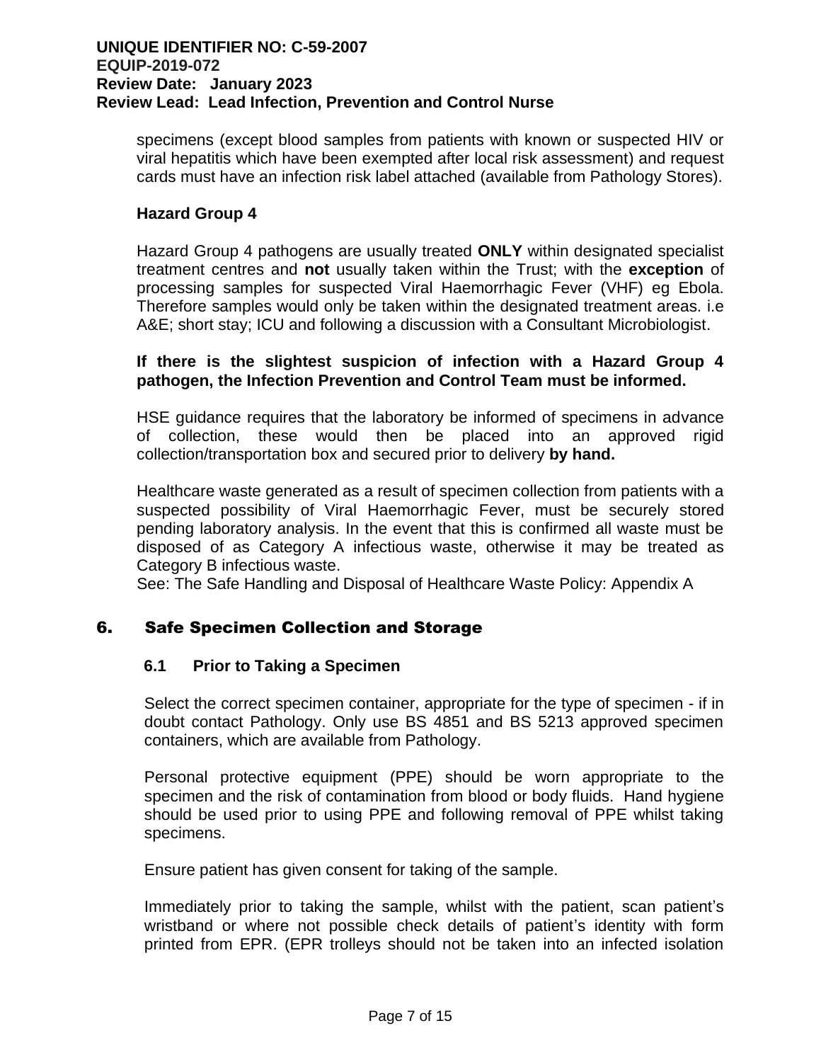specimens (except blood samples from patients with known or suspected HIV or viral hepatitis which have been exempted after local risk assessment) and request cards must have an infection risk label attached (available from Pathology Stores).

**Hazard Group 4**

Hazard Group 4 pathogens are usually treated **ONLY** within designated specialist treatment centres and **not** usually taken within the Trust; with the **exception** of processing samples for suspected Viral Haemorrhagic Fever (VHF) eg Ebola. Therefore samples would only be taken within the designated treatment areas. i.e A&E; short stay; ICU and following a discussion with a Consultant Microbiologist.

**If there is the slightest suspicion of infection with a Hazard Group 4 pathogen, the Infection Prevention and Control Team must be informed.**

HSE guidance requires that the laboratory be informed of specimens in advance of collection, these would then be placed into an approved rigid collection/transportation box and secured prior to delivery **by hand.**

Healthcare waste generated as a result of specimen collection from patients with a suspected possibility of Viral Haemorrhagic Fever, must be securely stored pending laboratory analysis. In the event that this is confirmed all waste must be disposed of as Category A infectious waste, otherwise it may be treated as Category B infectious waste.
See: The Safe Handling and Disposal of Healthcare Waste Policy: Appendix A

## 6. Safe Specimen Collection and Storage

### 6.1 Prior to Taking a Specimen

Select the correct specimen container, appropriate for the type of specimen - if in doubt contact Pathology. Only use BS 4851 and BS 5213 approved specimen containers, which are available from Pathology.

Personal protective equipment (PPE) should be worn appropriate to the specimen and the risk of contamination from blood or body fluids. Hand hygiene should be used prior to using PPE and following removal of PPE whilst taking specimens.

Ensure patient has given consent for taking of the sample.

Immediately prior to taking the sample, whilst with the patient, scan patient's wristband or where not possible check details of patient's identity with form printed from EPR. (EPR trolleys should not be taken into an infected isolation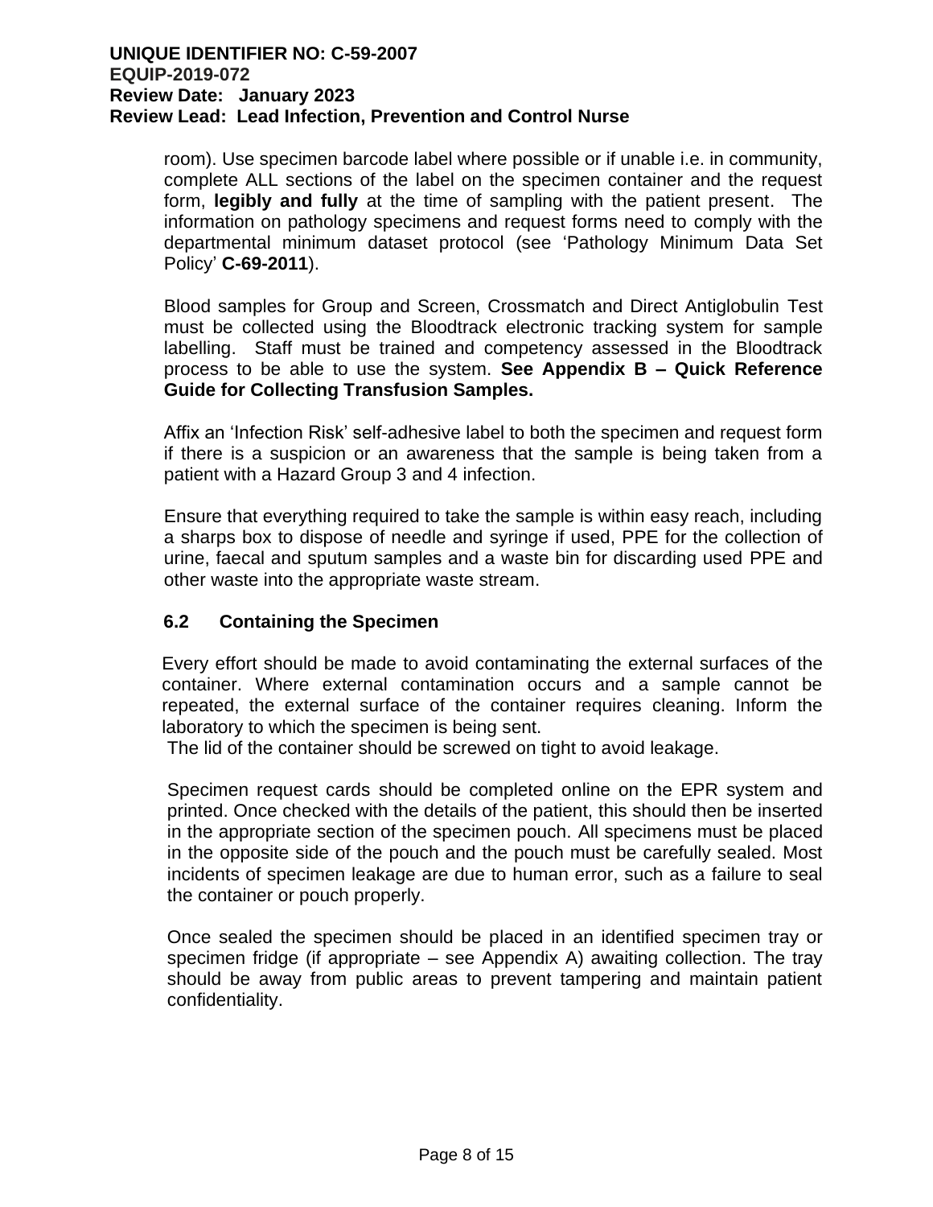room). Use specimen barcode label where possible or if unable i.e. in community, complete ALL sections of the label on the specimen container and the request form, **legibly and fully** at the time of sampling with the patient present. The information on pathology specimens and request forms need to comply with the departmental minimum dataset protocol (see 'Pathology Minimum Data Set Policy' **C-69-2011**).

Blood samples for Group and Screen, Crossmatch and Direct Antiglobulin Test must be collected using the Bloodtrack electronic tracking system for sample labelling. Staff must be trained and competency assessed in the Bloodtrack process to be able to use the system. **See Appendix B – Quick Reference Guide for Collecting Transfusion Samples.**

Affix an 'Infection Risk' self-adhesive label to both the specimen and request form if there is a suspicion or an awareness that the sample is being taken from a patient with a Hazard Group 3 and 4 infection.

Ensure that everything required to take the sample is within easy reach, including a sharps box to dispose of needle and syringe if used, PPE for the collection of urine, faecal and sputum samples and a waste bin for discarding used PPE and other waste into the appropriate waste stream.

### 6.2 Containing the Specimen

Every effort should be made to avoid contaminating the external surfaces of the container. Where external contamination occurs and a sample cannot be repeated, the external surface of the container requires cleaning. Inform the laboratory to which the specimen is being sent.
The lid of the container should be screwed on tight to avoid leakage.

Specimen request cards should be completed online on the EPR system and printed. Once checked with the details of the patient, this should then be inserted in the appropriate section of the specimen pouch. All specimens must be placed in the opposite side of the pouch and the pouch must be carefully sealed. Most incidents of specimen leakage are due to human error, such as a failure to seal the container or pouch properly.

Once sealed the specimen should be placed in an identified specimen tray or specimen fridge (if appropriate – see Appendix A) awaiting collection. The tray should be away from public areas to prevent tampering and maintain patient confidentiality.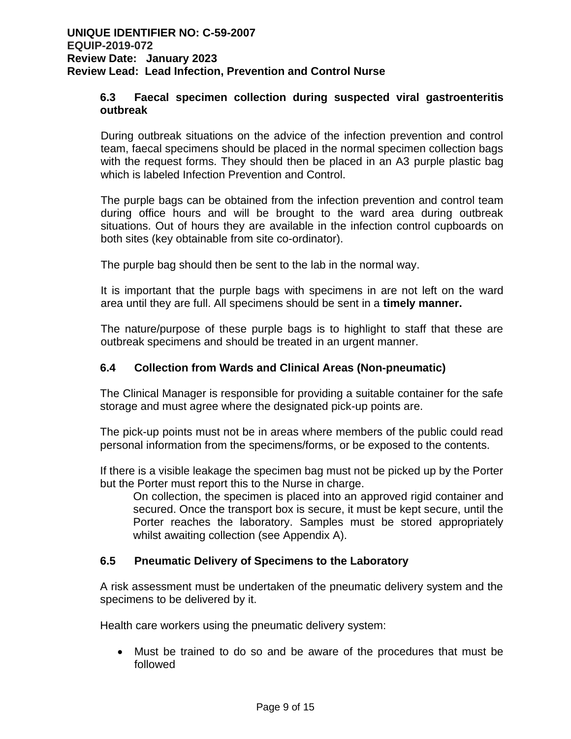### 6.3 Faecal specimen collection during suspected viral gastroenteritis outbreak

During outbreak situations on the advice of the infection prevention and control team, faecal specimens should be placed in the normal specimen collection bags with the request forms. They should then be placed in an A3 purple plastic bag which is labeled Infection Prevention and Control.

The purple bags can be obtained from the infection prevention and control team during office hours and will be brought to the ward area during outbreak situations. Out of hours they are available in the infection control cupboards on both sites (key obtainable from site co-ordinator).

The purple bag should then be sent to the lab in the normal way.

It is important that the purple bags with specimens in are not left on the ward area until they are full. All specimens should be sent in a **timely manner.**

The nature/purpose of these purple bags is to highlight to staff that these are outbreak specimens and should be treated in an urgent manner.

### 6.4 Collection from Wards and Clinical Areas (Non-pneumatic)

The Clinical Manager is responsible for providing a suitable container for the safe storage and must agree where the designated pick-up points are.

The pick-up points must not be in areas where members of the public could read personal information from the specimens/forms, or be exposed to the contents.

If there is a visible leakage the specimen bag must not be picked up by the Porter but the Porter must report this to the Nurse in charge.

On collection, the specimen is placed into an approved rigid container and secured. Once the transport box is secure, it must be kept secure, until the Porter reaches the laboratory. Samples must be stored appropriately whilst awaiting collection (see Appendix A).

### 6.5 Pneumatic Delivery of Specimens to the Laboratory

A risk assessment must be undertaken of the pneumatic delivery system and the specimens to be delivered by it.

Health care workers using the pneumatic delivery system:

- Must be trained to do so and be aware of the procedures that must be followed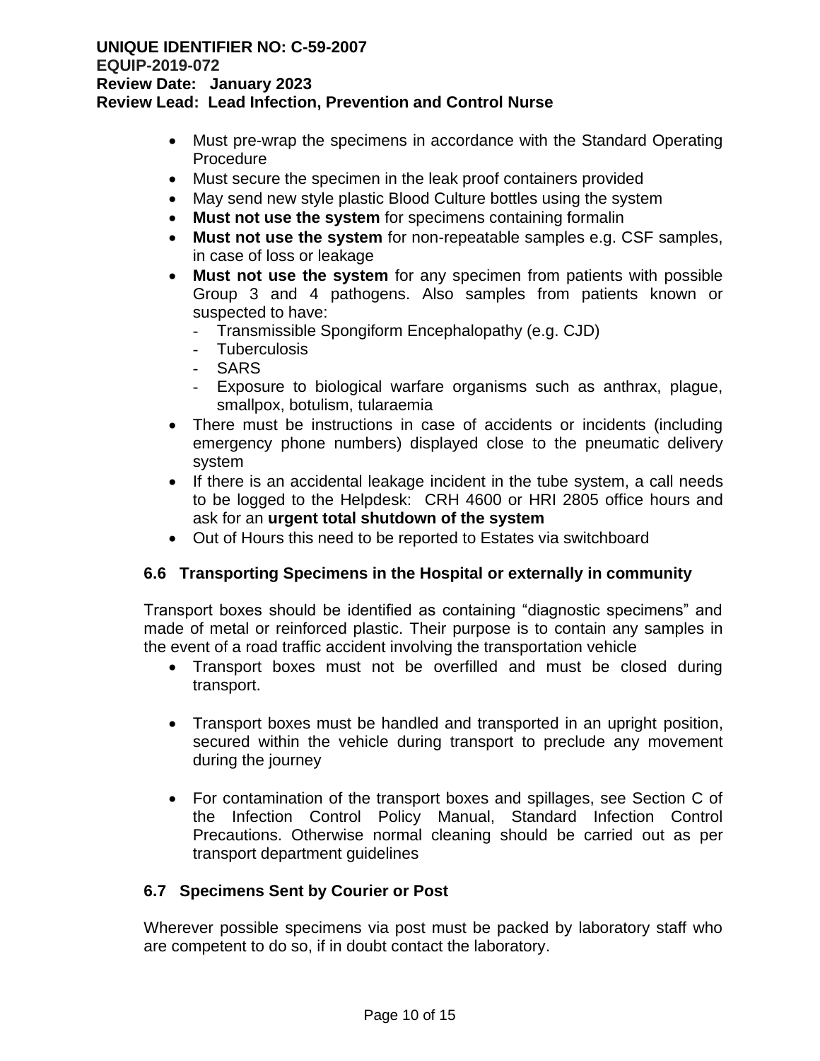- Must pre-wrap the specimens in accordance with the Standard Operating Procedure
- Must secure the specimen in the leak proof containers provided
- May send new style plastic Blood Culture bottles using the system
- **Must not use the system** for specimens containing formalin
- **Must not use the system** for non-repeatable samples e.g. CSF samples, in case of loss or leakage
- **Must not use the system** for any specimen from patients with possible Group 3 and 4 pathogens. Also samples from patients known or suspected to have:
  - Transmissible Spongiform Encephalopathy (e.g. CJD)
  - Tuberculosis
  - SARS
  - Exposure to biological warfare organisms such as anthrax, plague, smallpox, botulism, tularaemia
- There must be instructions in case of accidents or incidents (including emergency phone numbers) displayed close to the pneumatic delivery system
- If there is an accidental leakage incident in the tube system, a call needs to be logged to the Helpdesk: CRH 4600 or HRI 2805 office hours and ask for an **urgent total shutdown of the system**
- Out of Hours this need to be reported to Estates via switchboard

### 6.6 Transporting Specimens in the Hospital or externally in community

Transport boxes should be identified as containing "diagnostic specimens" and made of metal or reinforced plastic. Their purpose is to contain any samples in the event of a road traffic accident involving the transportation vehicle

- Transport boxes must not be overfilled and must be closed during transport.

- Transport boxes must be handled and transported in an upright position, secured within the vehicle during transport to preclude any movement during the journey

- For contamination of the transport boxes and spillages, see Section C of the Infection Control Policy Manual, Standard Infection Control Precautions. Otherwise normal cleaning should be carried out as per transport department guidelines

### 6.7 Specimens Sent by Courier or Post

Wherever possible specimens via post must be packed by laboratory staff who are competent to do so, if in doubt contact the laboratory.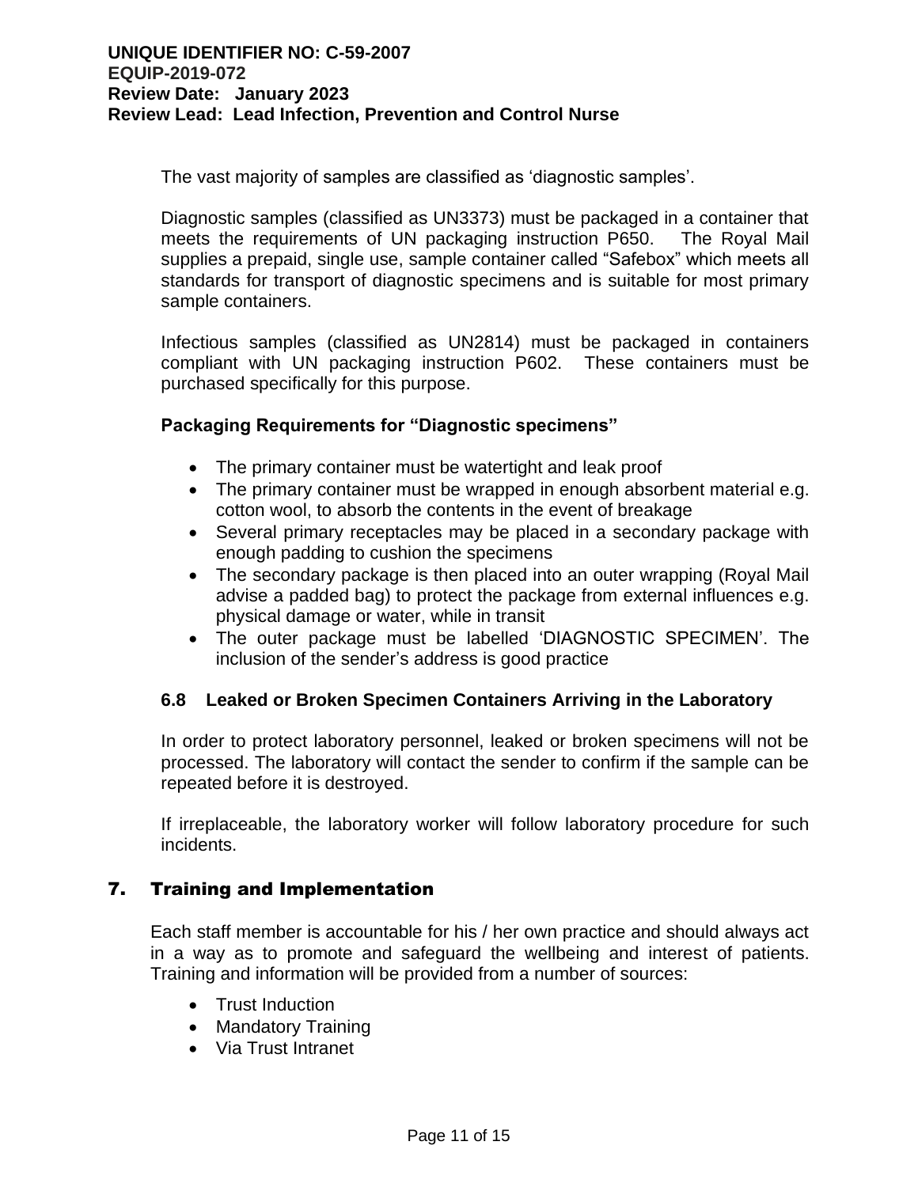The vast majority of samples are classified as ‘diagnostic samples’.

Diagnostic samples (classified as UN3373) must be packaged in a container that meets the requirements of UN packaging instruction P650. The Royal Mail supplies a prepaid, single use, sample container called “Safebox” which meets all standards for transport of diagnostic specimens and is suitable for most primary sample containers.

Infectious samples (classified as UN2814) must be packaged in containers compliant with UN packaging instruction P602. These containers must be purchased specifically for this purpose.

**Packaging Requirements for “Diagnostic specimens”**

- The primary container must be watertight and leak proof
- The primary container must be wrapped in enough absorbent material e.g. cotton wool, to absorb the contents in the event of breakage
- Several primary receptacles may be placed in a secondary package with enough padding to cushion the specimens
- The secondary package is then placed into an outer wrapping (Royal Mail advise a padded bag) to protect the package from external influences e.g. physical damage or water, while in transit
- The outer package must be labelled ‘DIAGNOSTIC SPECIMEN’. The inclusion of the sender’s address is good practice

### 6.8 Leaked or Broken Specimen Containers Arriving in the Laboratory

In order to protect laboratory personnel, leaked or broken specimens will not be processed. The laboratory will contact the sender to confirm if the sample can be repeated before it is destroyed.

If irreplaceable, the laboratory worker will follow laboratory procedure for such incidents.

## 7. Training and Implementation

Each staff member is accountable for his / her own practice and should always act in a way as to promote and safeguard the wellbeing and interest of patients. Training and information will be provided from a number of sources:

- Trust Induction
- Mandatory Training
- Via Trust Intranet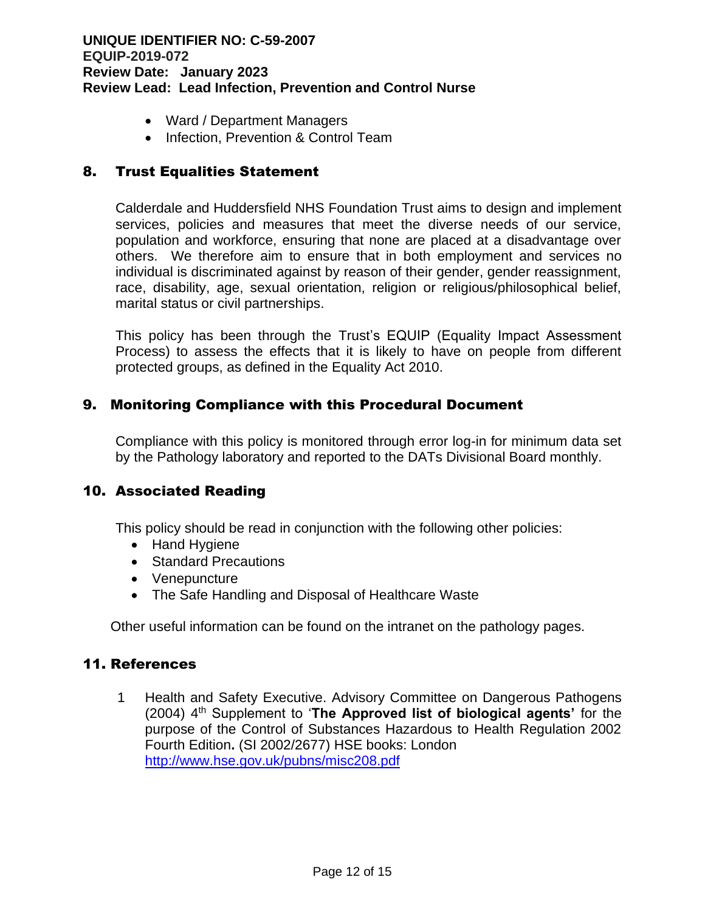- Ward / Department Managers
- Infection, Prevention & Control Team

## 8. Trust Equalities Statement

Calderdale and Huddersfield NHS Foundation Trust aims to design and implement services, policies and measures that meet the diverse needs of our service, population and workforce, ensuring that none are placed at a disadvantage over others. We therefore aim to ensure that in both employment and services no individual is discriminated against by reason of their gender, gender reassignment, race, disability, age, sexual orientation, religion or religious/philosophical belief, marital status or civil partnerships.

This policy has been through the Trust's EQUIP (Equality Impact Assessment Process) to assess the effects that it is likely to have on people from different protected groups, as defined in the Equality Act 2010.

## 9. Monitoring Compliance with this Procedural Document

Compliance with this policy is monitored through error log-in for minimum data set by the Pathology laboratory and reported to the DATs Divisional Board monthly.

## 10. Associated Reading

This policy should be read in conjunction with the following other policies:

- Hand Hygiene
- Standard Precautions
- Venepuncture
- The Safe Handling and Disposal of Healthcare Waste

Other useful information can be found on the intranet on the pathology pages.

## 11. References

1. Health and Safety Executive. Advisory Committee on Dangerous Pathogens (2004) 4th Supplement to '**The Approved list of biological agents'** for the purpose of the Control of Substances Hazardous to Health Regulation 2002 Fourth Edition**.** (SI 2002/2677) HSE books: London http://www.hse.gov.uk/pubns/misc208.pdf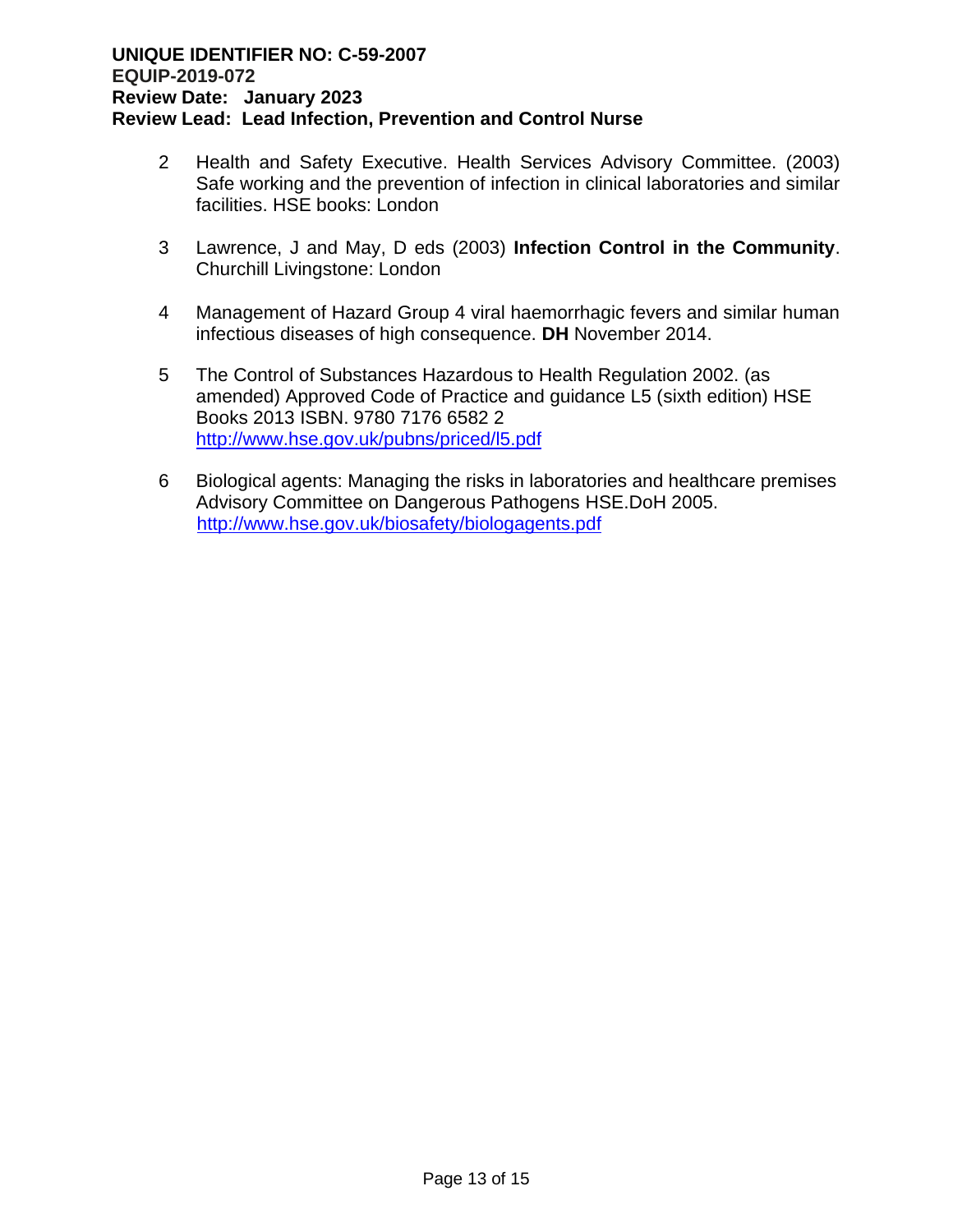2. Health and Safety Executive. Health Services Advisory Committee. (2003) Safe working and the prevention of infection in clinical laboratories and similar facilities. HSE books: London

3. Lawrence, J and May, D eds (2003) **Infection Control in the Community**. Churchill Livingstone: London

4. Management of Hazard Group 4 viral haemorrhagic fevers and similar human infectious diseases of high consequence. **DH** November 2014.

5. The Control of Substances Hazardous to Health Regulation 2002. (as amended) Approved Code of Practice and guidance L5 (sixth edition) HSE Books 2013 ISBN. 9780 7176 6582 2 [http://www.hse.gov.uk/pubns/priced/l5.pdf](http://www.hse.gov.uk/pubns/priced/l5.pdf)

6. Biological agents: Managing the risks in laboratories and healthcare premises Advisory Committee on Dangerous Pathogens HSE.DoH 2005. [http://www.hse.gov.uk/biosafety/biologagents.pdf](http://www.hse.gov.uk/biosafety/biologagents.pdf)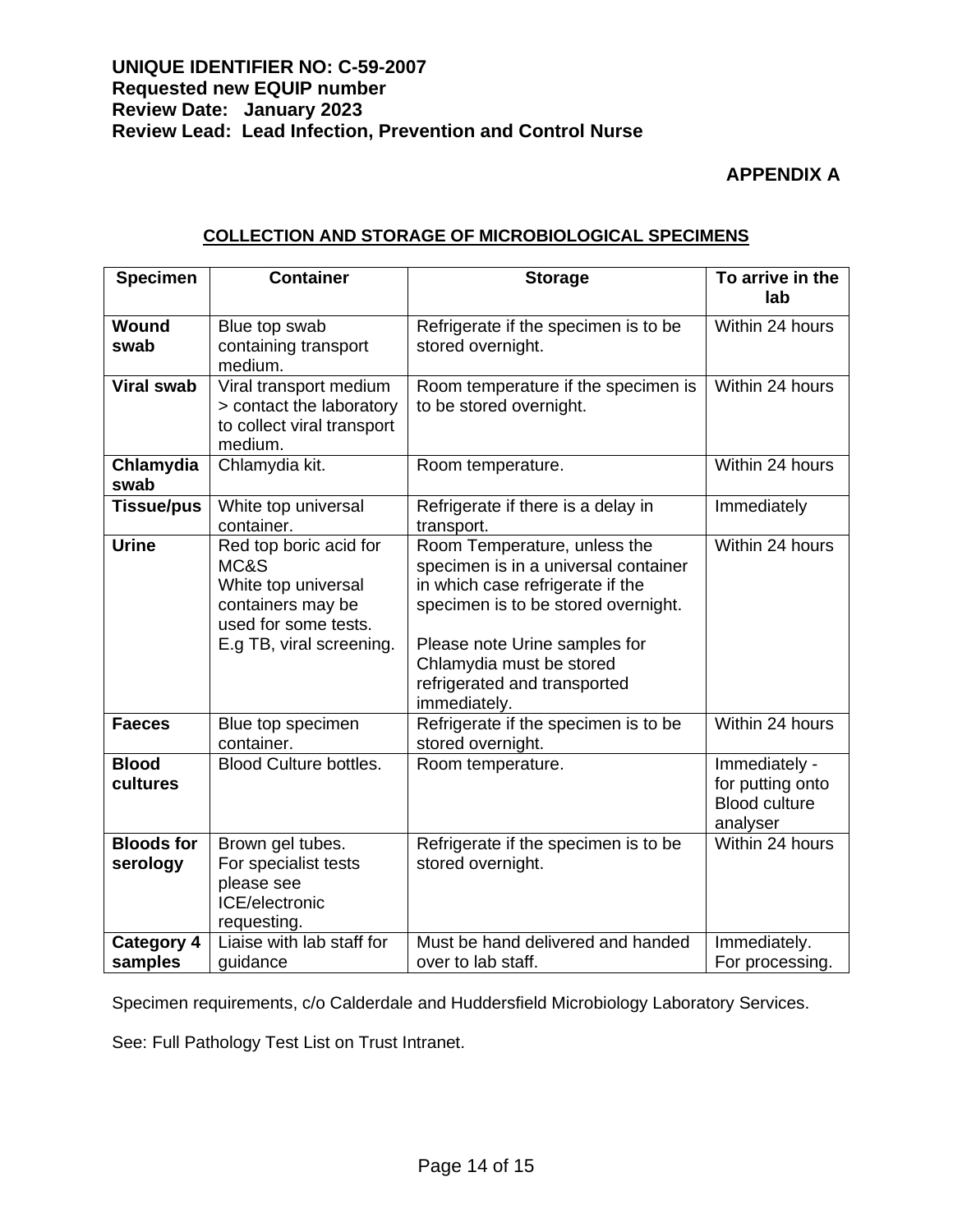**UNIQUE IDENTIFIER NO: C-59-2007**
**Requested new EQUIP number**
**Review Date: January 2023**
**Review Lead: Lead Infection, Prevention and Control Nurse**

**APPENDIX A**

## COLLECTION AND STORAGE OF MICROBIOLOGICAL SPECIMENS

| Specimen | Container | Storage | To arrive in the lab |
|---|---|---|---|
| **Wound swab** | Blue top swab containing transport medium. | Refrigerate if the specimen is to be stored overnight. | Within 24 hours |
| **Viral swab** | Viral transport medium > contact the laboratory to collect viral transport medium. | Room temperature if the specimen is to be stored overnight. | Within 24 hours |
| **Chlamydia swab** | Chlamydia kit. | Room temperature. | Within 24 hours |
| **Tissue/pus** | White top universal container. | Refrigerate if there is a delay in transport. | Immediately |
| **Urine** | Red top boric acid for MC&S<br>White top universal containers may be used for some tests. E.g TB, viral screening. | Room Temperature, unless the specimen is in a universal container in which case refrigerate if the specimen is to be stored overnight.<br><br>Please note Urine samples for Chlamydia must be stored refrigerated and transported immediately. | Within 24 hours |
| **Faeces** | Blue top specimen container. | Refrigerate if the specimen is to be stored overnight. | Within 24 hours |
| **Blood cultures** | Blood Culture bottles. | Room temperature. | Immediately - for putting onto Blood culture analyser |
| **Bloods for serology** | Brown gel tubes.<br>For specialist tests please see ICE/electronic requesting. | Refrigerate if the specimen is to be stored overnight. | Within 24 hours |
| **Category 4 samples** | Liaise with lab staff for guidance | Must be hand delivered and handed over to lab staff. | Immediately.<br>For processing. |

Specimen requirements, c/o Calderdale and Huddersfield Microbiology Laboratory Services.

See: Full Pathology Test List on Trust Intranet.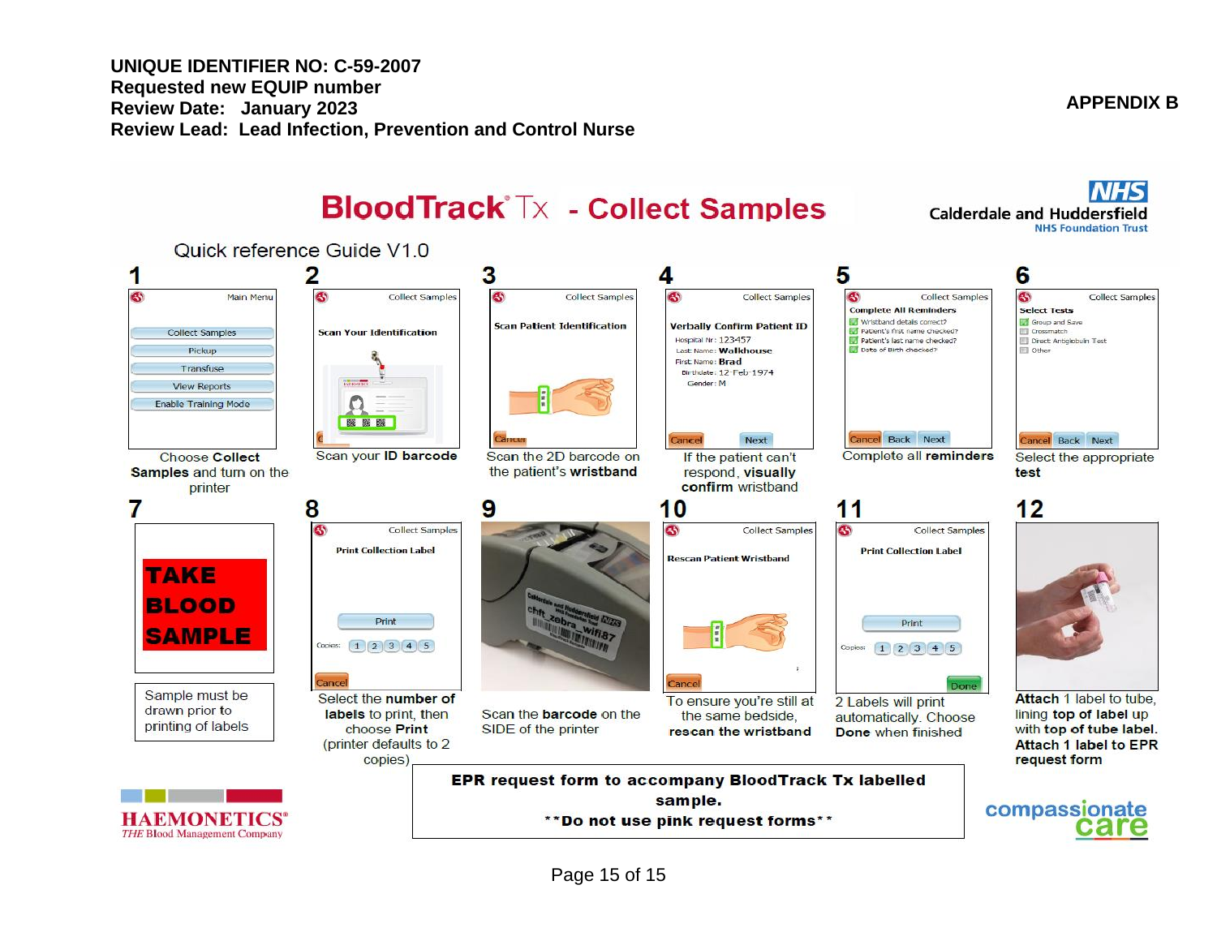UNIQUE IDENTIFIER NO: C-59-2007
Requested new EQUIP number
Review Date: January 2023
Review Lead: Lead Infection, Prevention and Control Nurse

**APPENDIX B**

# BloodTrack® Tx - Collect Samples

NHS Calderdale and Huddersfield NHS Foundation Trust

Quick reference Guide V1.0

**1**

Main Menu

Collect Samples
Pickup
Transfuse
View Reports
Enable Training Mode

Choose **Collect Samples** and turn on the printer

**2**

Collect Samples

Scan Your Identification

Scan your **ID barcode**

**3**

Collect Samples

Scan Patient Identification

Cancel

Scan the 2D barcode on the patient's **wristband**

**4**

Collect Samples

Verbally Confirm Patient ID
Hospital Nr: 123457
Last Name: Walkhouse
First Name: Brad
Birthdate: 12-Feb-1974
Gender: M

Cancel Next

If the patient can't respond, **visually confirm** wristband

**5**

Collect Samples

Complete All Reminders
- Wristband details correct?
- Patient's first name checked?
- Patient's last name checked?
- Date of Birth checked?

Cancel Back Next

Complete all **reminders**

**6**

Collect Samples

Select Tests
- Group and Save
- Crossmatch
- Direct Antiglobulin Test
- Other

Cancel Back Next

Select the appropriate **test**

**7**

**TAKE BLOOD SAMPLE**

Sample must be drawn prior to printing of labels

**8**

Collect Samples

Print Collection Label

Print

Copies: 1 2 3 4 5

Cancel

Select the **number of labels** to print, then choose **Print** (printer defaults to 2 copies)

**9**

Scan the **barcode** on the SIDE of the printer

**10**

Collect Samples

Rescan Patient Wristband

Cancel

To ensure you're still at the same bedside, **rescan the wristband**

**11**

Collect Samples

Print Collection Label

Print

Copies: 1 2 3 4 5

Done

2 Labels will print automatically. Choose **Done** when finished

**12**

**Attach** 1 label to tube, lining **top of label** up with **top of tube label. Attach 1 label to EPR request form**

**EPR request form to accompany BloodTrack Tx labelled sample.**

****Do not use pink request forms****

HAEMONETICS® *THE Blood Management Company*

compassionate care